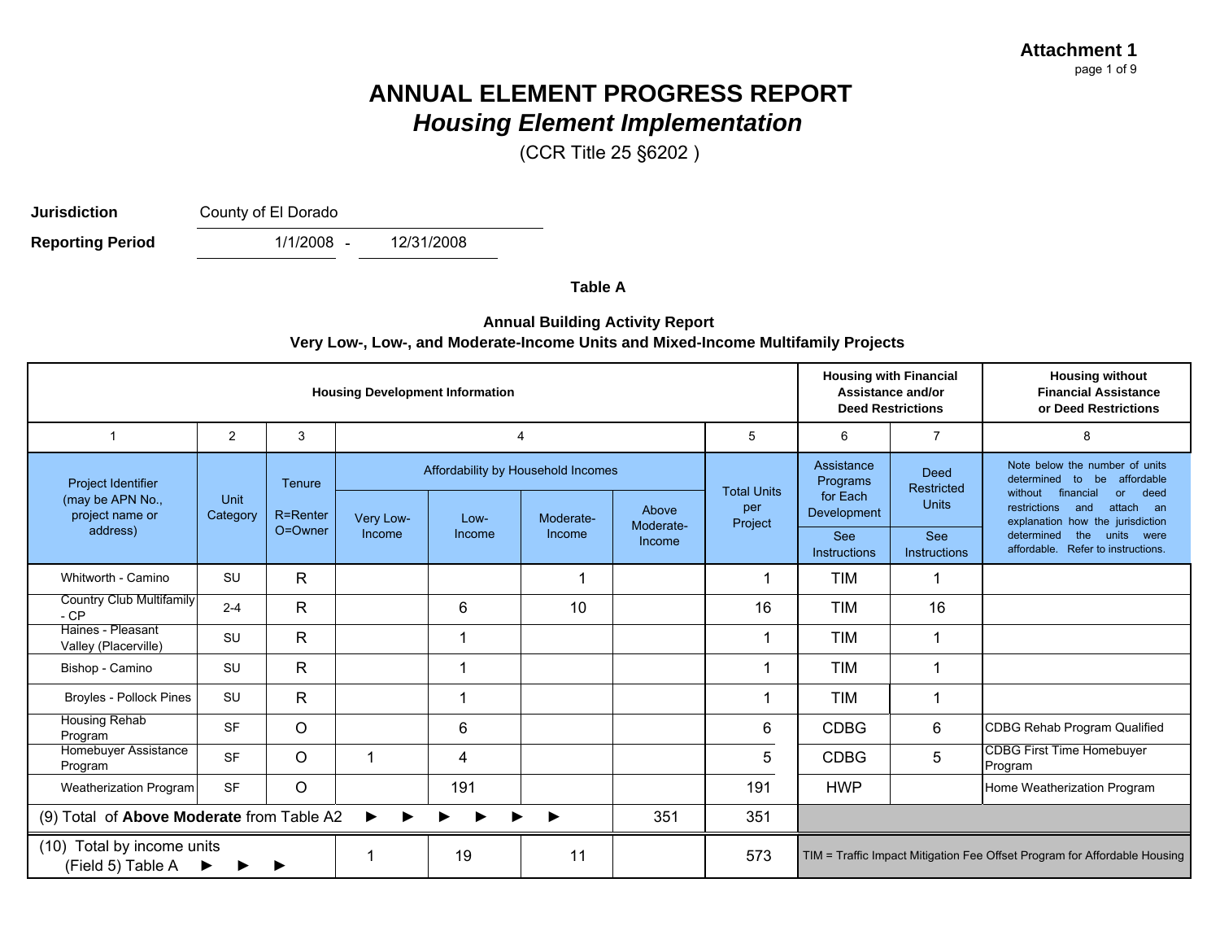**Attachment 1**

# ANNUAL ELEMENT PROGRESS REPORT
## *Housing Element Implementation*

(CCR Title 25 §6202 )

**Jurisdiction** County of El Dorado

**Reporting Period** 1/1/2008 - 12/31/2008

### Table A

**Annual Building Activity Report**
**Very Low-, Low-, and Moderate-Income Units and Mixed-Income Multifamily Projects**

| Housing Development Information | | | | | | | | Housing with Financial Assistance and/or Deed Restrictions | | Housing without Financial Assistance or Deed Restrictions |
|---|---|---|---|---|---|---|---|---|---|---|
| 1 | 2 | 3 | 4 | | | | 5 | 6 | 7 | 8 |
| Project Identifier (may be APN No., project name or address) | Unit Category | Tenure R=Renter O=Owner | Affordability by Household Incomes | | | | Total Units per Project | Assistance Programs for Each Development | Deed Restricted Units | Note below the number of units determined to be affordable without financial or deed restrictions and attach an explanation how the jurisdiction determined the units were affordable. Refer to instructions. |
| | | | Very Low-Income | Low-Income | Moderate-Income | Above Moderate-Income | | See Instructions | See Instructions | |
| Whitworth - Camino | SU | R | | | 1 | | 1 | TIM | 1 | |
| Country Club Multifamily - CP | 2-4 | R | | 6 | 10 | | 16 | TIM | 16 | |
| Haines - Pleasant Valley (Placerville) | SU | R | | 1 | | | 1 | TIM | 1 | |
| Bishop - Camino | SU | R | | 1 | | | 1 | TIM | 1 | |
| Broyles - Pollock Pines | SU | R | | 1 | | | 1 | TIM | 1 | |
| Housing Rehab Program | SF | O | | 6 | | | 6 | CDBG | 6 | CDBG Rehab Program Qualified |
| Homebuyer Assistance Program | SF | O | 1 | 4 | | | 5 | CDBG | 5 | CDBG First Time Homebuyer Program |
| Weatherization Program | SF | O | | 191 | | | 191 | HWP | | Home Weatherization Program |
| (9) Total of **Above Moderate** from Table A2 ► ► ► ► ► ► | | | | | | 351 | 351 | | | |
| (10) Total by income units (Field 5) Table A ► ► ► | | | 1 | 19 | 11 | | 573 | TIM = Traffic Impact Mitigation Fee Offset Program for Affordable Housing | | |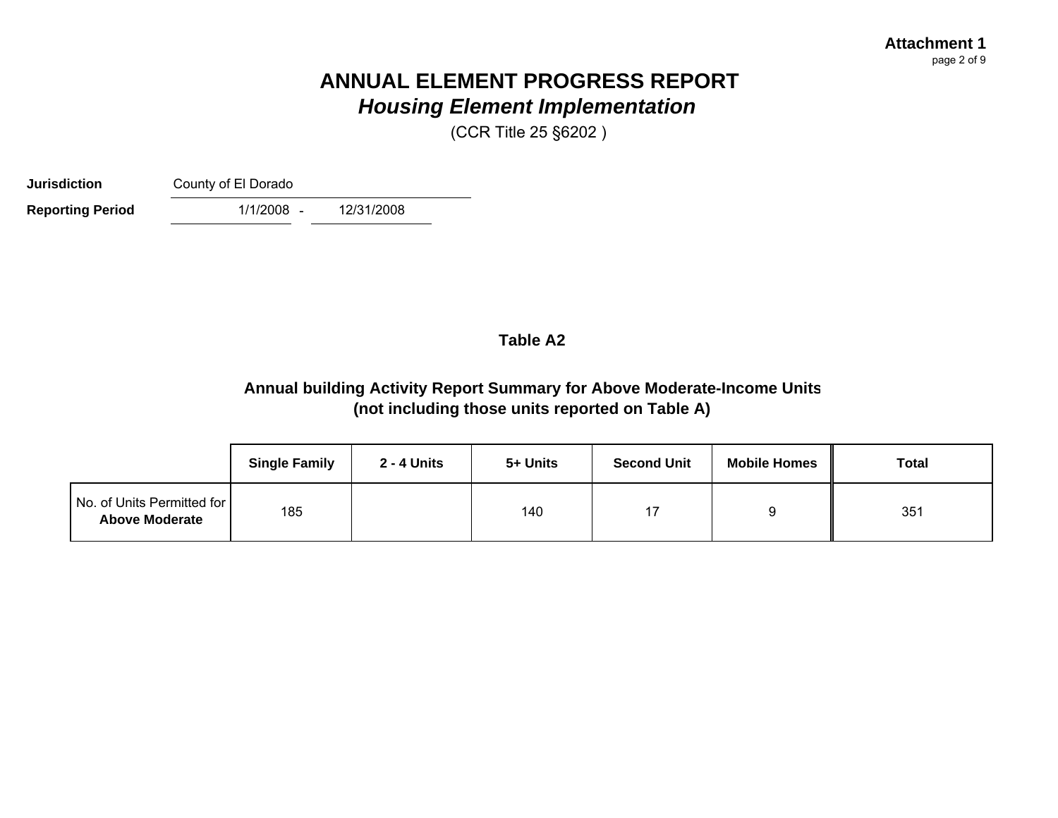**Attachment 1**

# ANNUAL ELEMENT PROGRESS REPORT

## *Housing Element Implementation*

(CCR Title 25 §6202 )

**Jurisdiction** County of El Dorado

**Reporting Period** 1/1/2008 - 12/31/2008

### Table A2

### Annual building Activity Report Summary for Above Moderate-Income Units (not including those units reported on Table A)

| | Single Family | 2 - 4 Units | 5+ Units | Second Unit | Mobile Homes | Total |
|---|---|---|---|---|---|---|
| No. of Units Permitted for **Above Moderate** | 185 | | 140 | 17 | 9 | 351 |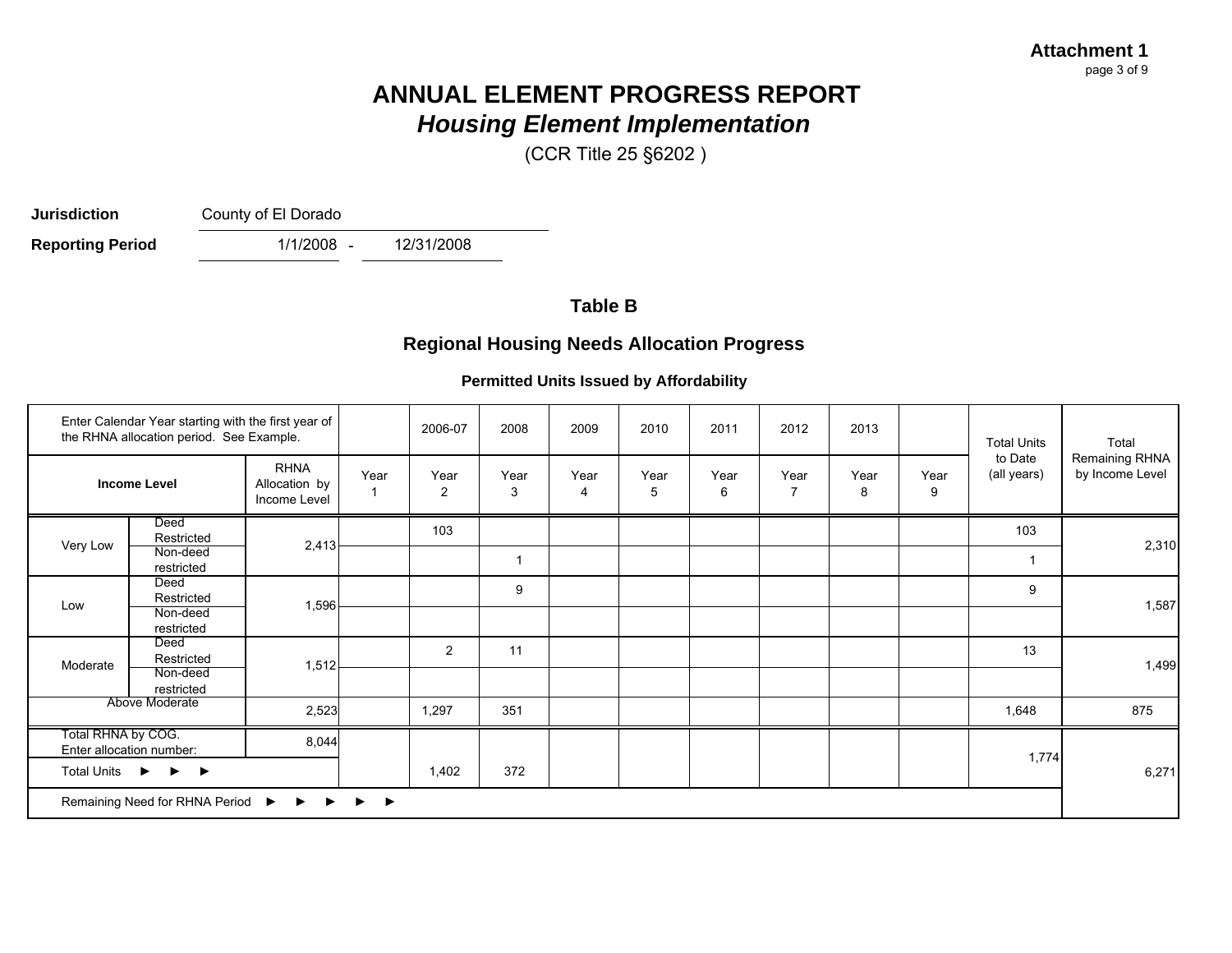**Attachment 1**

# ANNUAL ELEMENT PROGRESS REPORT
## *Housing Element Implementation*
(CCR Title 25 §6202 )

**Jurisdiction** County of El Dorado

**Reporting Period** 1/1/2008 - 12/31/2008

### Table B

### Regional Housing Needs Allocation Progress

**Permitted Units Issued by Affordability**

| Enter Calendar Year starting with the first year of the RHNA allocation period. See Example. | | | | 2006-07 | 2008 | 2009 | 2010 | 2011 | 2012 | 2013 | | Total Units to Date (all years) | Total Remaining RHNA by Income Level |
|---|---|---|---|---|---|---|---|---|---|---|---|---|---|
| **Income Level** | | RHNA Allocation by Income Level | Year 1 | Year 2 | Year 3 | Year 4 | Year 5 | Year 6 | Year 7 | Year 8 | Year 9 | | |
| Very Low | Deed Restricted | 2,413 | | 103 | | | | | | | | 103 | 2,310 |
| | Non-deed restricted | | | | 1 | | | | | | | 1 | |
| Low | Deed Restricted | 1,596 | | | 9 | | | | | | | 9 | 1,587 |
| | Non-deed restricted | | | | | | | | | | | | |
| Moderate | Deed Restricted | 1,512 | | 2 | 11 | | | | | | | 13 | 1,499 |
| | Non-deed restricted | | | | | | | | | | | | |
| Above Moderate | | 2,523 | | 1,297 | 351 | | | | | | | 1,648 | 875 |
| Total RHNA by COG. Enter allocation number: | | 8,044 | | | | | | | | | | 1,774 | 6,271 |
| Total Units ► ► ► | | | | 1,402 | 372 | | | | | | | | |
| Remaining Need for RHNA Period ► ► ► ► ► | | | | | | | | | | | | | |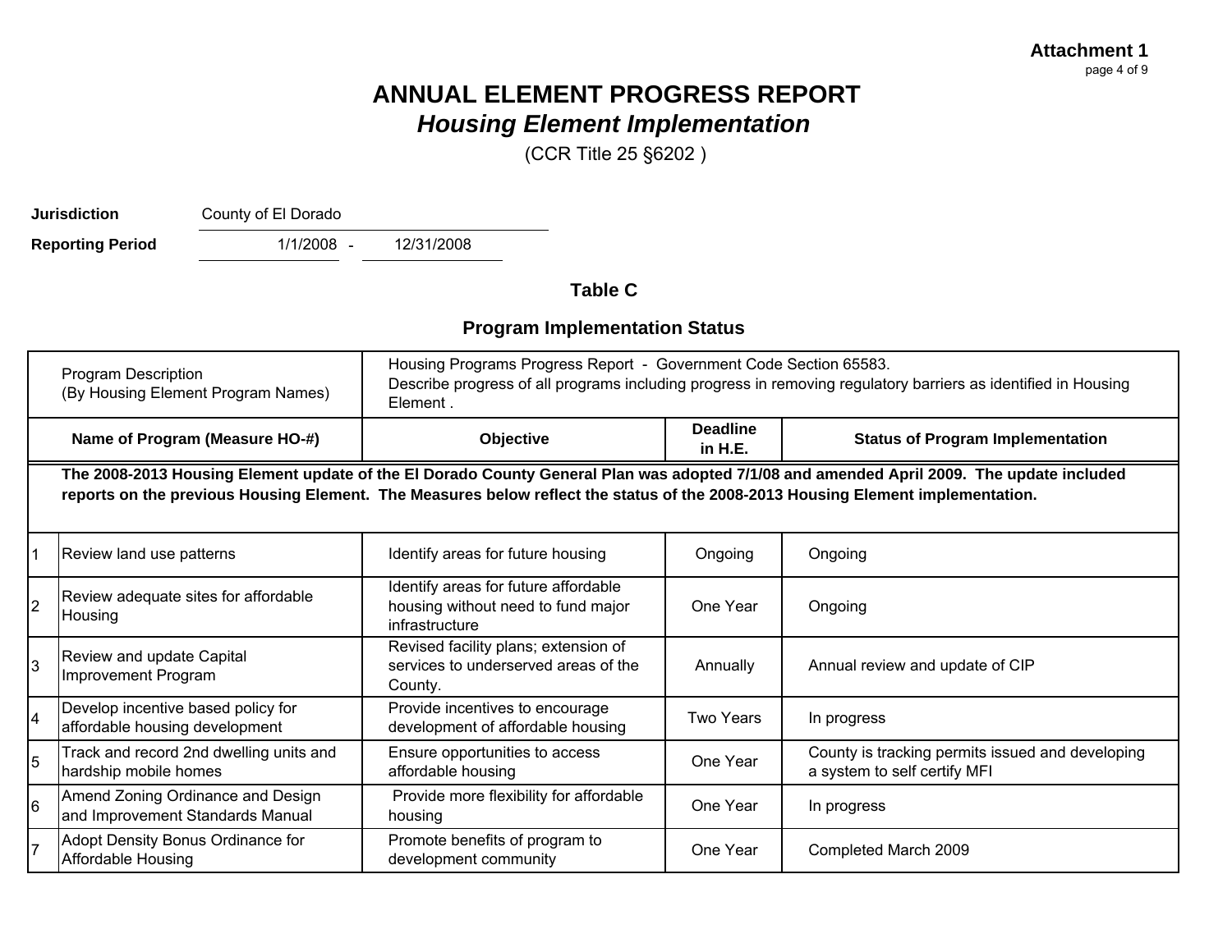**Attachment 1**

# ANNUAL ELEMENT PROGRESS REPORT
## *Housing Element Implementation*

(CCR Title 25 §6202 )

**Jurisdiction** County of El Dorado

**Reporting Period** 1/1/2008 - 12/31/2008

### Table C

### Program Implementation Status

| Program Description (By Housing Element Program Names) | | Housing Programs Progress Report - Government Code Section 65583. Describe progress of all programs including progress in removing regulatory barriers as identified in Housing Element . | | |
|---|---|---|---|---|
| **Name of Program (Measure HO-#)** | | **Objective** | **Deadline in H.E.** | **Status of Program Implementation** |
| **The 2008-2013 Housing Element update of the El Dorado County General Plan was adopted 7/1/08 and amended April 2009. The update included reports on the previous Housing Element. The Measures below reflect the status of the 2008-2013 Housing Element implementation.** | | | | |
| 1 | Review land use patterns | Identify areas for future housing | Ongoing | Ongoing |
| 2 | Review adequate sites for affordable Housing | Identify areas for future affordable housing without need to fund major infrastructure | One Year | Ongoing |
| 3 | Review and update Capital Improvement Program | Revised facility plans; extension of services to underserved areas of the County. | Annually | Annual review and update of CIP |
| 4 | Develop incentive based policy for affordable housing development | Provide incentives to encourage development of affordable housing | Two Years | In progress |
| 5 | Track and record 2nd dwelling units and hardship mobile homes | Ensure opportunities to access affordable housing | One Year | County is tracking permits issued and developing a system to self certify MFI |
| 6 | Amend Zoning Ordinance and Design and Improvement Standards Manual | Provide more flexibility for affordable housing | One Year | In progress |
| 7 | Adopt Density Bonus Ordinance for Affordable Housing | Promote benefits of program to development community | One Year | Completed March 2009 |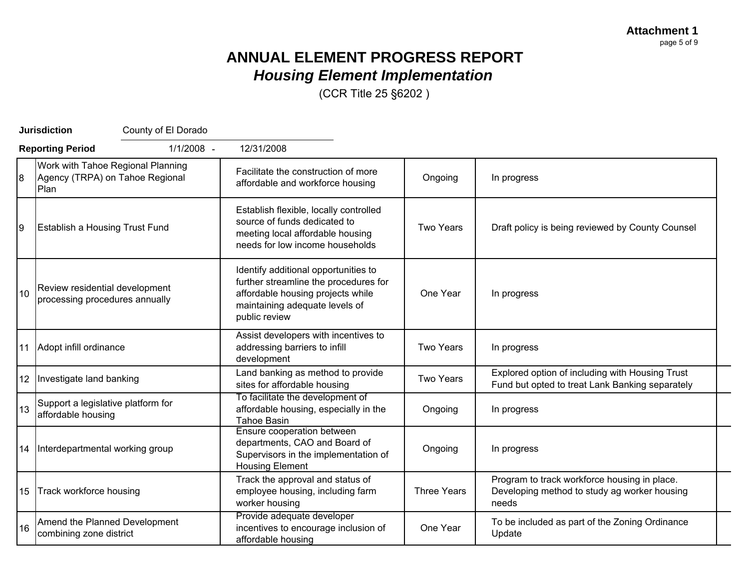**Attachment 1**

# ANNUAL ELEMENT PROGRESS REPORT

## *Housing Element Implementation*

(CCR Title 25 §6202 )

**Jurisdiction** County of El Dorado

**Reporting Period** 1/1/2008 - 12/31/2008

| | | | | |
|---|---|---|---|---|
| 8 | Work with Tahoe Regional Planning Agency (TRPA) on Tahoe Regional Plan | Facilitate the construction of more affordable and workforce housing | Ongoing | In progress |
| 9 | Establish a Housing Trust Fund | Establish flexible, locally controlled source of funds dedicated to meeting local affordable housing needs for low income households | Two Years | Draft policy is being reviewed by County Counsel |
| 10 | Review residential development processing procedures annually | Identify additional opportunities to further streamline the procedures for affordable housing projects while maintaining adequate levels of public review | One Year | In progress |
| 11 | Adopt infill ordinance | Assist developers with incentives to addressing barriers to infill development | Two Years | In progress |
| 12 | Investigate land banking | Land banking as method to provide sites for affordable housing | Two Years | Explored option of including with Housing Trust Fund but opted to treat Lank Banking separately |
| 13 | Support a legislative platform for affordable housing | To facilitate the development of affordable housing, especially in the Tahoe Basin | Ongoing | In progress |
| 14 | Interdepartmental working group | Ensure cooperation between departments, CAO and Board of Supervisors in the implementation of Housing Element | Ongoing | In progress |
| 15 | Track workforce housing | Track the approval and status of employee housing, including farm worker housing | Three Years | Program to track workforce housing in place. Developing method to study ag worker housing needs |
| 16 | Amend the Planned Development combining zone district | Provide adequate developer incentives to encourage inclusion of affordable housing | One Year | To be included as part of the Zoning Ordinance Update |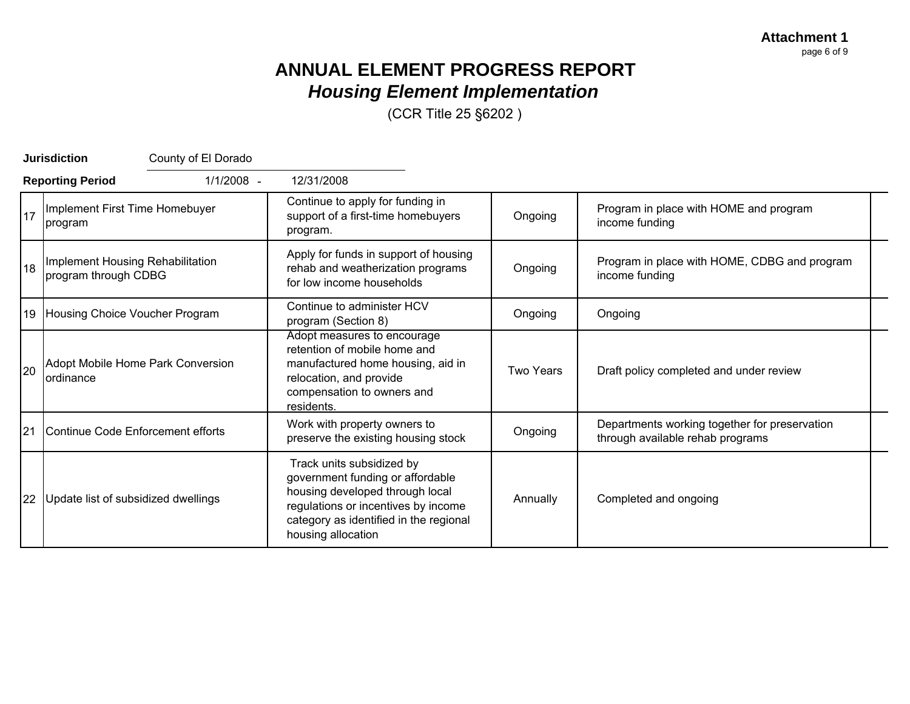**Attachment 1**

# ANNUAL ELEMENT PROGRESS REPORT

## *Housing Element Implementation*

(CCR Title 25 §6202 )

**Jurisdiction** County of El Dorado

**Reporting Period** 1/1/2008 - 12/31/2008

| | | | | | |
|---|---|---|---|---|---|
| 17 | Implement First Time Homebuyer program | Continue to apply for funding in support of a first-time homebuyers program. | Ongoing | Program in place with HOME and program income funding | |
| 18 | Implement Housing Rehabilitation program through CDBG | Apply for funds in support of housing rehab and weatherization programs for low income households | Ongoing | Program in place with HOME, CDBG and program income funding | |
| 19 | Housing Choice Voucher Program | Continue to administer HCV program (Section 8) | Ongoing | Ongoing | |
| 20 | Adopt Mobile Home Park Conversion ordinance | Adopt measures to encourage retention of mobile home and manufactured home housing, aid in relocation, and provide compensation to owners and residents. | Two Years | Draft policy completed and under review | |
| 21 | Continue Code Enforcement efforts | Work with property owners to preserve the existing housing stock | Ongoing | Departments working together for preservation through available rehab programs | |
| 22 | Update list of subsidized dwellings | Track units subsidized by government funding or affordable housing developed through local regulations or incentives by income category as identified in the regional housing allocation | Annually | Completed and ongoing | |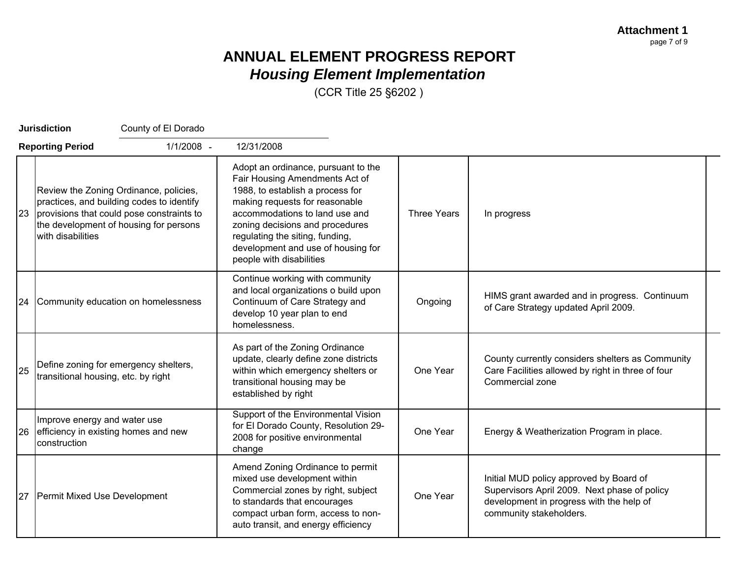**Attachment 1**

# ANNUAL ELEMENT PROGRESS REPORT
## *Housing Element Implementation*

(CCR Title 25 §6202 )

**Jurisdiction** County of El Dorado

**Reporting Period** 1/1/2008 - 12/31/2008

| | | | | | |
|---|---|---|---|---|---|
| 23 | Review the Zoning Ordinance, policies, practices, and building codes to identify provisions that could pose constraints to the development of housing for persons with disabilities | Adopt an ordinance, pursuant to the Fair Housing Amendments Act of 1988, to establish a process for making requests for reasonable accommodations to land use and zoning decisions and procedures regulating the siting, funding, development and use of housing for people with disabilities | Three Years | In progress | |
| 24 | Community education on homelessness | Continue working with community and local organizations o build upon Continuum of Care Strategy and develop 10 year plan to end homelessness. | Ongoing | HIMS grant awarded and in progress. Continuum of Care Strategy updated April 2009. | |
| 25 | Define zoning for emergency shelters, transitional housing, etc. by right | As part of the Zoning Ordinance update, clearly define zone districts within which emergency shelters or transitional housing may be established by right | One Year | County currently considers shelters as Community Care Facilities allowed by right in three of four Commercial zone | |
| 26 | Improve energy and water use efficiency in existing homes and new construction | Support of the Environmental Vision for El Dorado County, Resolution 29-2008 for positive environmental change | One Year | Energy & Weatherization Program in place. | |
| 27 | Permit Mixed Use Development | Amend Zoning Ordinance to permit mixed use development within Commercial zones by right, subject to standards that encourages compact urban form, access to non-auto transit, and energy efficiency | One Year | Initial MUD policy approved by Board of Supervisors April 2009. Next phase of policy development in progress with the help of community stakeholders. | |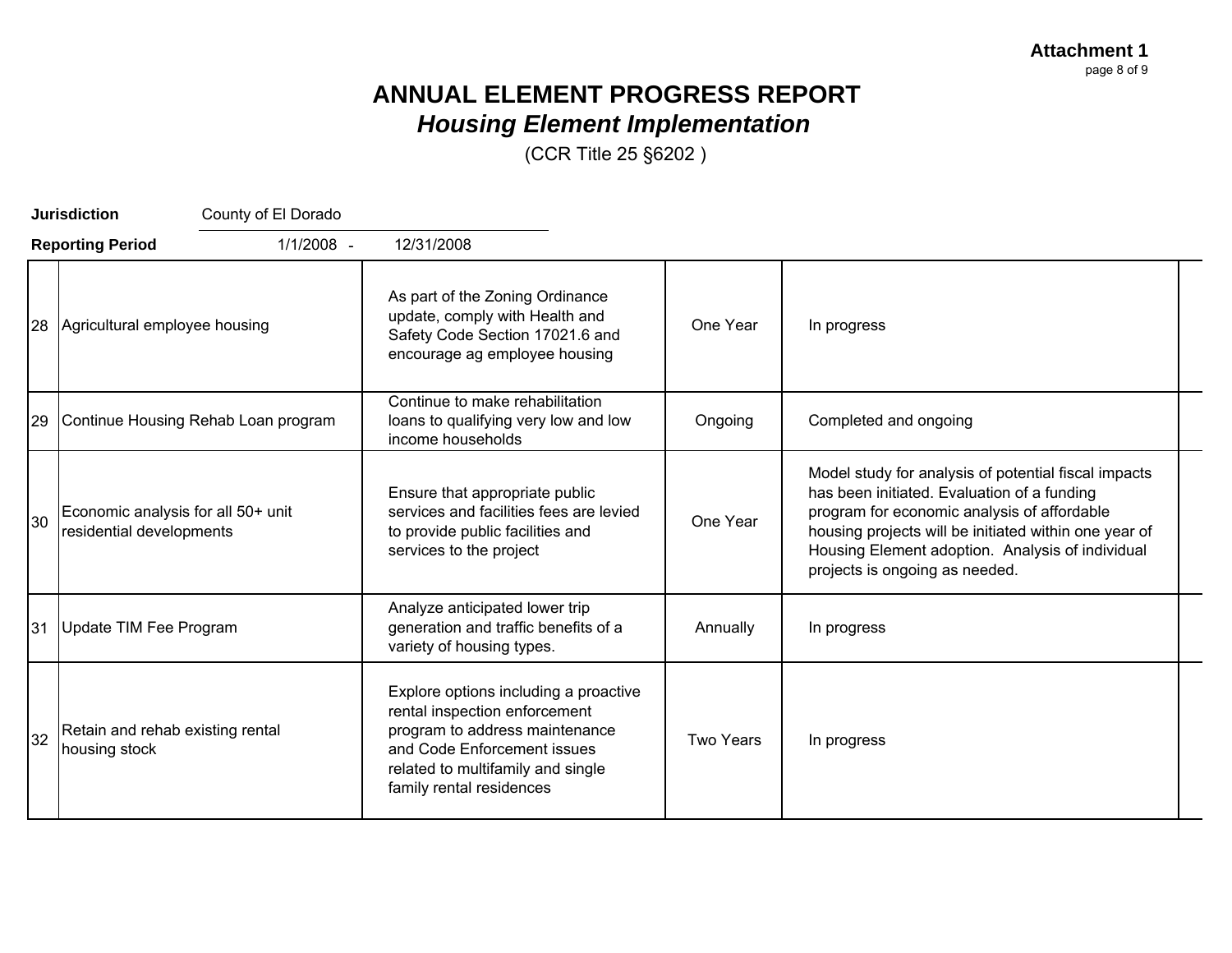**Attachment 1**

# ANNUAL ELEMENT PROGRESS REPORT
## *Housing Element Implementation*

(CCR Title 25 §6202 )

**Jurisdiction** County of El Dorado

**Reporting Period** 1/1/2008 - 12/31/2008

| | | | | | |
|---|---|---|---|---|---|
| 28 | Agricultural employee housing | As part of the Zoning Ordinance update, comply with Health and Safety Code Section 17021.6 and encourage ag employee housing | One Year | In progress | |
| 29 | Continue Housing Rehab Loan program | Continue to make rehabilitation loans to qualifying very low and low income households | Ongoing | Completed and ongoing | |
| 30 | Economic analysis for all 50+ unit residential developments | Ensure that appropriate public services and facilities fees are levied to provide public facilities and services to the project | One Year | Model study for analysis of potential fiscal impacts has been initiated. Evaluation of a funding program for economic analysis of affordable housing projects will be initiated within one year of Housing Element adoption. Analysis of individual projects is ongoing as needed. | |
| 31 | Update TIM Fee Program | Analyze anticipated lower trip generation and traffic benefits of a variety of housing types. | Annually | In progress | |
| 32 | Retain and rehab existing rental housing stock | Explore options including a proactive rental inspection enforcement program to address maintenance and Code Enforcement issues related to multifamily and single family rental residences | Two Years | In progress | |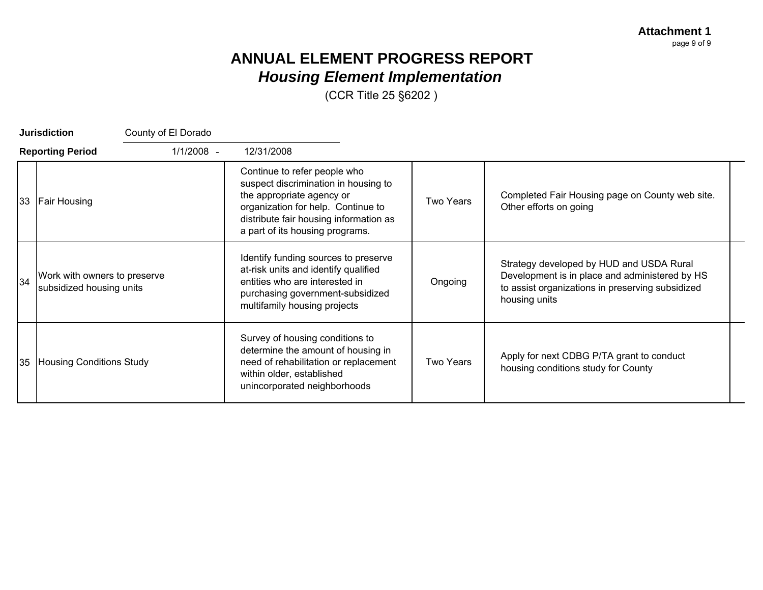Attachment 1

# ANNUAL ELEMENT PROGRESS REPORT
## *Housing Element Implementation*

(CCR Title 25 §6202 )

**Jurisdiction** County of El Dorado

**Reporting Period** 1/1/2008 - 12/31/2008

| | | | | | |
|---|---|---|---|---|---|
| 33 | Fair Housing | Continue to refer people who suspect discrimination in housing to the appropriate agency or organization for help. Continue to distribute fair housing information as a part of its housing programs. | Two Years | Completed Fair Housing page on County web site. Other efforts on going | |
| 34 | Work with owners to preserve subsidized housing units | Identify funding sources to preserve at-risk units and identify qualified entities who are interested in purchasing government-subsidized multifamily housing projects | Ongoing | Strategy developed by HUD and USDA Rural Development is in place and administered by HS to assist organizations in preserving subsidized housing units | |
| 35 | Housing Conditions Study | Survey of housing conditions to determine the amount of housing in need of rehabilitation or replacement within older, established unincorporated neighborhoods | Two Years | Apply for next CDBG P/TA grant to conduct housing conditions study for County | |